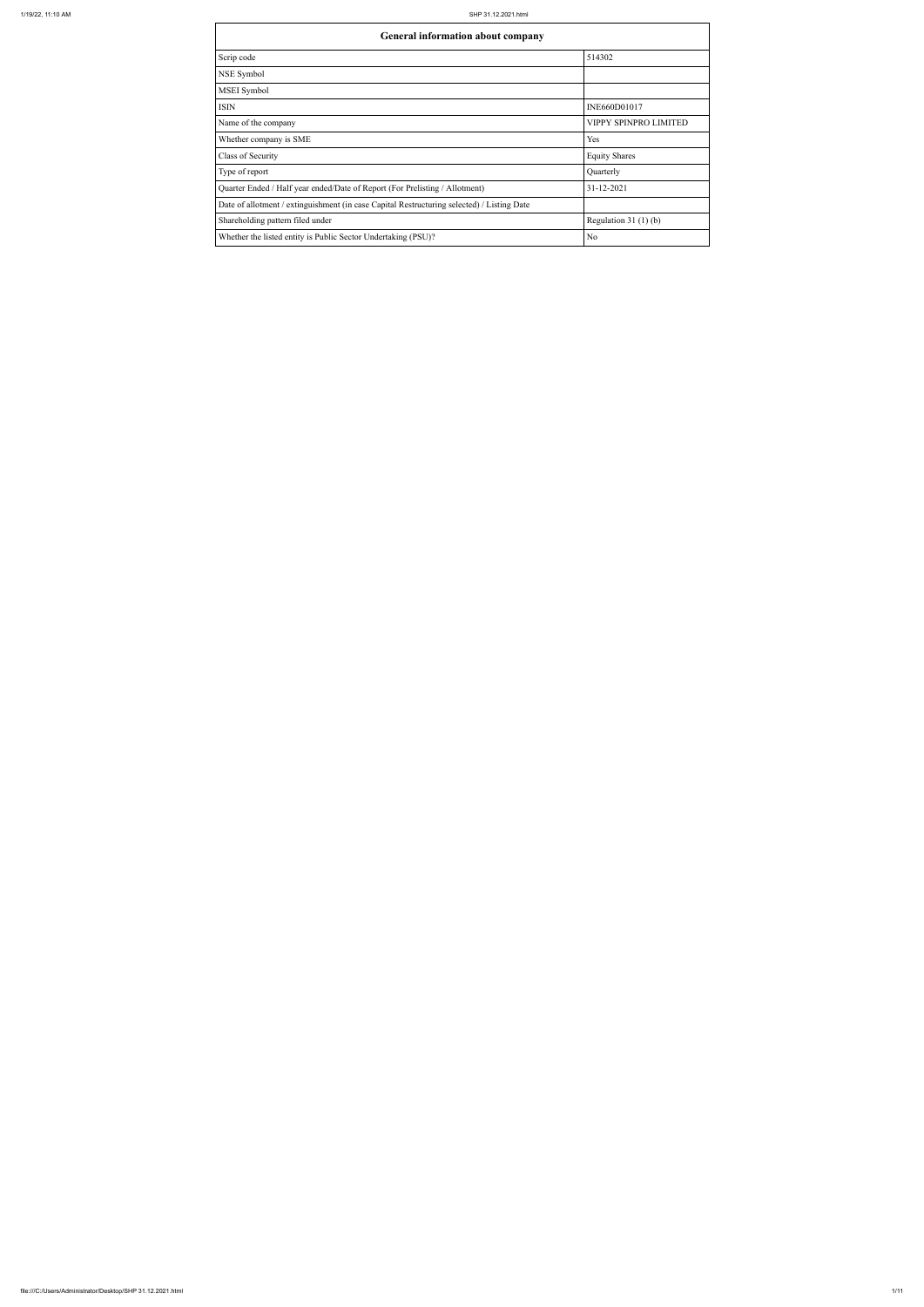| General information about company | |
|---|---|
| Scrip code | 514302 |
| NSE Symbol | |
| MSEI Symbol | |
| ISIN | INE660D01017 |
| Name of the company | VIPPY SPINPRO LIMITED |
| Whether company is SME | Yes |
| Class of Security | Equity Shares |
| Type of report | Quarterly |
| Quarter Ended / Half year ended/Date of Report (For Prelisting / Allotment) | 31-12-2021 |
| Date of allotment / extinguishment (in case Capital Restructuring selected) / Listing Date | |
| Shareholding pattern filed under | Regulation 31 (1) (b) |
| Whether the listed entity is Public Sector Undertaking (PSU)? | No |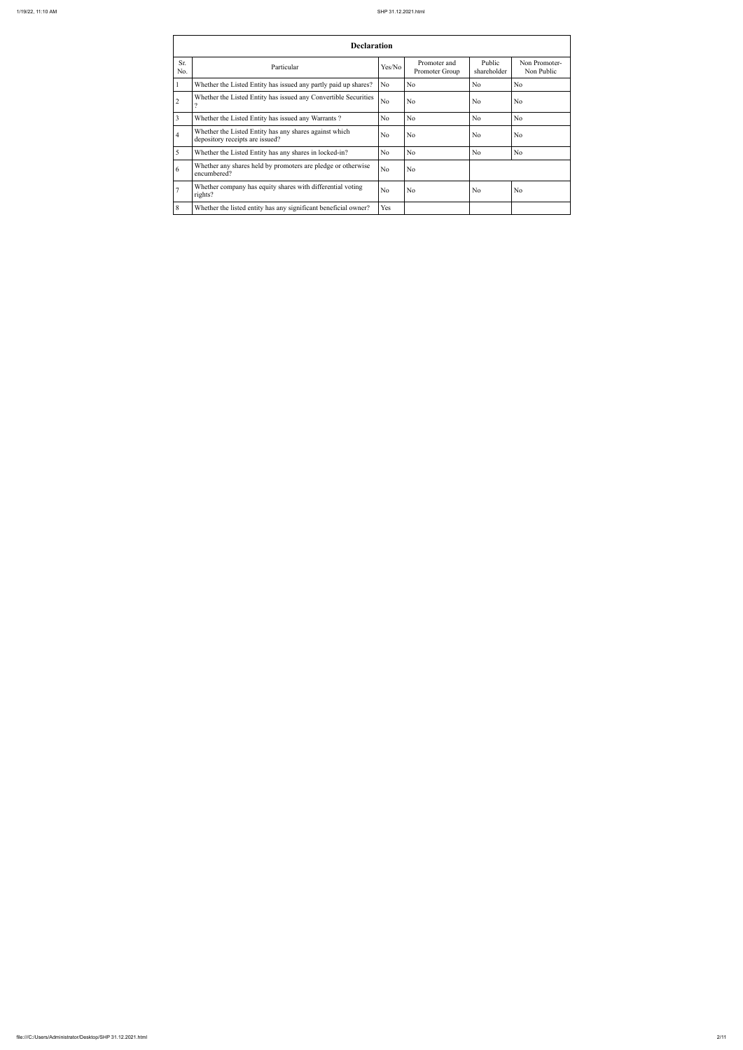| Declaration | | | | | |
|---|---|---|---|---|---|
| Sr. No. | Particular | Yes/No | Promoter and Promoter Group | Public shareholder | Non Promoter- Non Public |
| 1 | Whether the Listed Entity has issued any partly paid up shares? | No | No | No | No |
| 2 | Whether the Listed Entity has issued any Convertible Securities ? | No | No | No | No |
| 3 | Whether the Listed Entity has issued any Warrants ? | No | No | No | No |
| 4 | Whether the Listed Entity has any shares against which depository receipts are issued? | No | No | No | No |
| 5 | Whether the Listed Entity has any shares in locked-in? | No | No | No | No |
| 6 | Whether any shares held by promoters are pledge or otherwise encumbered? | No | No | | |
| 7 | Whether company has equity shares with differential voting rights? | No | No | No | No |
| 8 | Whether the listed entity has any significant beneficial owner? | Yes | | | |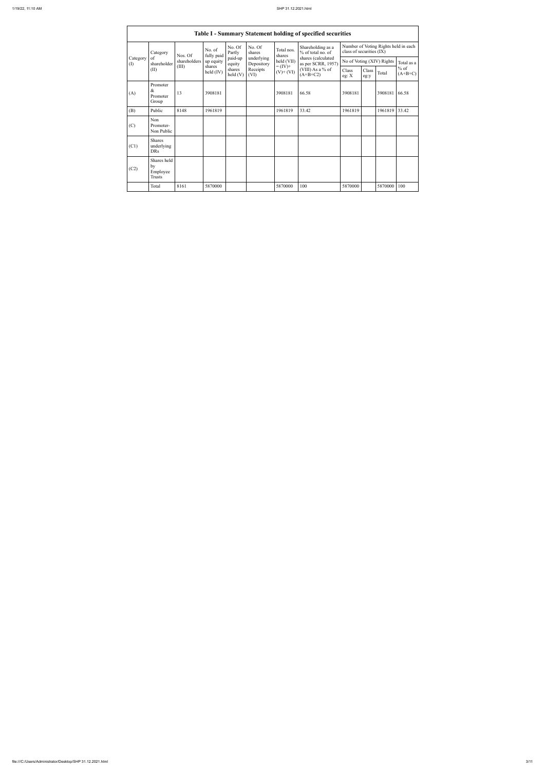## Table I - Summary Statement holding of specified securities

| Category (I) | Category of shareholder (II) | Nos. Of shareholders (III) | No. of fully paid up equity shares held (IV) | No. Of Partly paid-up equity shares held (V) | No. Of shares underlying Depository Receipts (VI) | Total nos. shares held (VII) = (IV)+ (V)+ (VI) | Shareholding as a % of total no. of shares (calculated as per SCRR, 1957) (VIII) As a % of (A+B+C2) | Number of Voting Rights held in each class of securities (IX) | | | |
|---|---|---|---|---|---|---|---|---|---|---|---|
| | | | | | | | | No of Voting (XIV) Rights | | | Total as a % of (A+B+C) |
| | | | | | | | | Class eg: X | Class eg:y | Total | |
| (A) | Promoter & Promoter Group | 13 | 3908181 | | | 3908181 | 66.58 | 3908181 | | 3908181 | 66.58 |
| (B) | Public | 8148 | 1961819 | | | 1961819 | 33.42 | 1961819 | | 1961819 | 33.42 |
| (C) | Non Promoter- Non Public | | | | | | | | | | |
| (C1) | Shares underlying DRs | | | | | | | | | | |
| (C2) | Shares held by Employee Trusts | | | | | | | | | | |
| | Total | 8161 | 5870000 | | | 5870000 | 100 | 5870000 | | 5870000 | 100 |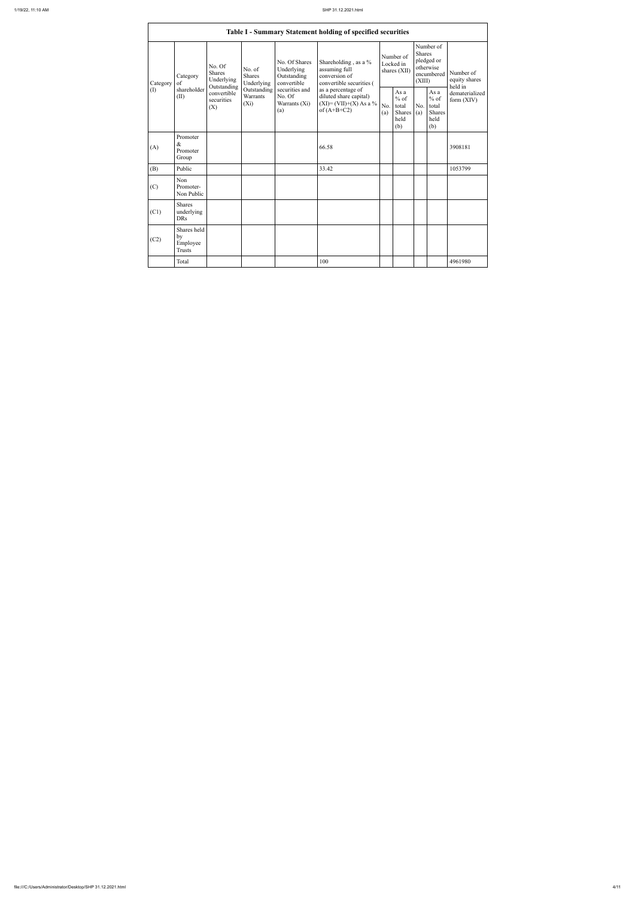| Table I - Summary Statement holding of specified securities | | | | | | | | | | | |
|---|---|---|---|---|---|---|---|---|---|---|---|
| Category (I) | Category of shareholder (II) | No. Of Shares Underlying Outstanding convertible securities (X) | No. of Shares Underlying Outstanding Warrants (Xi) | No. Of Shares Underlying Outstanding convertible securities and No. Of Warrants (Xi) (a) | Shareholding , as a % assuming full conversion of convertible securities ( as a percentage of diluted share capital) (XI)= (VII)+(X) As a % of (A+B+C2) | Number of Locked in shares (XII) | | Number of Shares pledged or otherwise encumbered (XIII) | | Number of equity shares held in dematerialized form (XIV) |
| | | | | | | No. (a) | As a % of total Shares held (b) | No. (a) | As a % of total Shares held (b) | |
| (A) | Promoter & Promoter Group | | | | 66.58 | | | | | 3908181 |
| (B) | Public | | | | 33.42 | | | | | 1053799 |
| (C) | Non Promoter- Non Public | | | | | | | | | |
| (C1) | Shares underlying DRs | | | | | | | | | |
| (C2) | Shares held by Employee Trusts | | | | | | | | | |
| | Total | | | | 100 | | | | | 4961980 |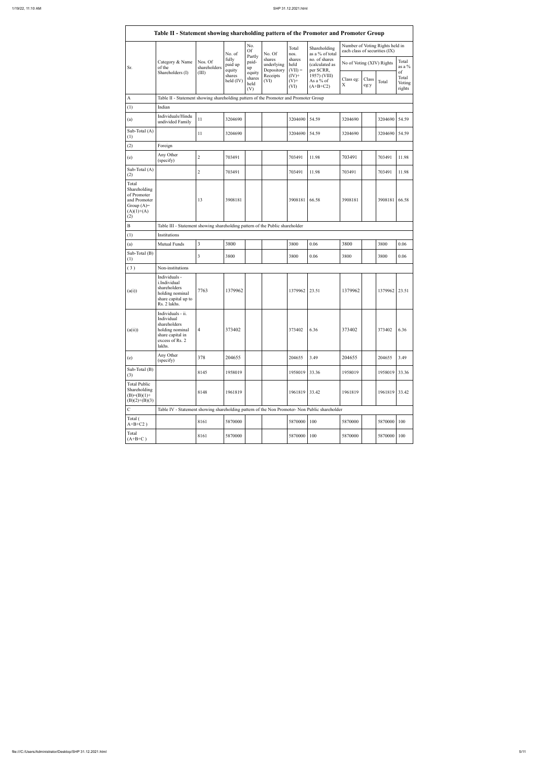# Table II - Statement showing shareholding pattern of the Promoter and Promoter Group

| Sr. | Category & Name of the Shareholders (I) | Nos. Of shareholders (III) | No. of fully paid up equity shares held (IV) | No. Of Partly paid-up equity shares held (V) | No. Of shares underlying Depository Receipts (VI) | Total nos. shares held (VII) = (IV)+(V)+(VI) | Shareholding as a % of total no. of shares (calculated as per SCRR, 1957) (VIII) As a % of (A+B+C2) | Number of Voting Rights held in each class of securities (IX) | | | |
|---|---|---|---|---|---|---|---|---|---|---|---|
| | | | | | | | | No of Voting (XIV) Rights | | | Total as a % of Total Voting rights |
| | | | | | | | | Class eg: X | Class eg:y | Total | |
| A | Table II - Statement showing shareholding pattern of the Promoter and Promoter Group | | | | | | | | | | |
| (1) | Indian | | | | | | | | | | |
| (a) | Individuals/Hindu undivided Family | 11 | 3204690 | | | 3204690 | 54.59 | 3204690 | | 3204690 | 54.59 |
| Sub-Total (A) (1) | | 11 | 3204690 | | | 3204690 | 54.59 | 3204690 | | 3204690 | 54.59 |
| (2) | Foreign | | | | | | | | | | |
| (e) | Any Other (specify) | 2 | 703491 | | | 703491 | 11.98 | 703491 | | 703491 | 11.98 |
| Sub-Total (A) (2) | | 2 | 703491 | | | 703491 | 11.98 | 703491 | | 703491 | 11.98 |
| Total Shareholding of Promoter and Promoter Group (A)= (A)(1)+(A)(2) | | 13 | 3908181 | | | 3908181 | 66.58 | 3908181 | | 3908181 | 66.58 |
| B | Table III - Statement showing shareholding pattern of the Public shareholder | | | | | | | | | | |
| (1) | Institutions | | | | | | | | | | |
| (a) | Mutual Funds | 3 | 3800 | | | 3800 | 0.06 | 3800 | | 3800 | 0.06 |
| Sub-Total (B) (1) | | 3 | 3800 | | | 3800 | 0.06 | 3800 | | 3800 | 0.06 |
| (3) | Non-institutions | | | | | | | | | | |
| (a(i)) | Individuals - i.Individual shareholders holding nominal share capital up to Rs. 2 lakhs. | 7763 | 1379962 | | | 1379962 | 23.51 | 1379962 | | 1379962 | 23.51 |
| (a(ii)) | Individuals - ii. Individual shareholders holding nominal share capital in excess of Rs. 2 lakhs. | 4 | 373402 | | | 373402 | 6.36 | 373402 | | 373402 | 6.36 |
| (e) | Any Other (specify) | 378 | 204655 | | | 204655 | 3.49 | 204655 | | 204655 | 3.49 |
| Sub-Total (B) (3) | | 8145 | 1958019 | | | 1958019 | 33.36 | 1958019 | | 1958019 | 33.36 |
| Total Public Shareholding (B)=(B)(1)+(B)(2)+(B)(3) | | 8148 | 1961819 | | | 1961819 | 33.42 | 1961819 | | 1961819 | 33.42 |
| C | Table IV - Statement showing shareholding pattern of the Non Promoter- Non Public shareholder | | | | | | | | | | |
| Total ( A+B+C2 ) | | 8161 | 5870000 | | | 5870000 | 100 | 5870000 | | 5870000 | 100 |
| Total (A+B+C ) | | 8161 | 5870000 | | | 5870000 | 100 | 5870000 | | 5870000 | 100 |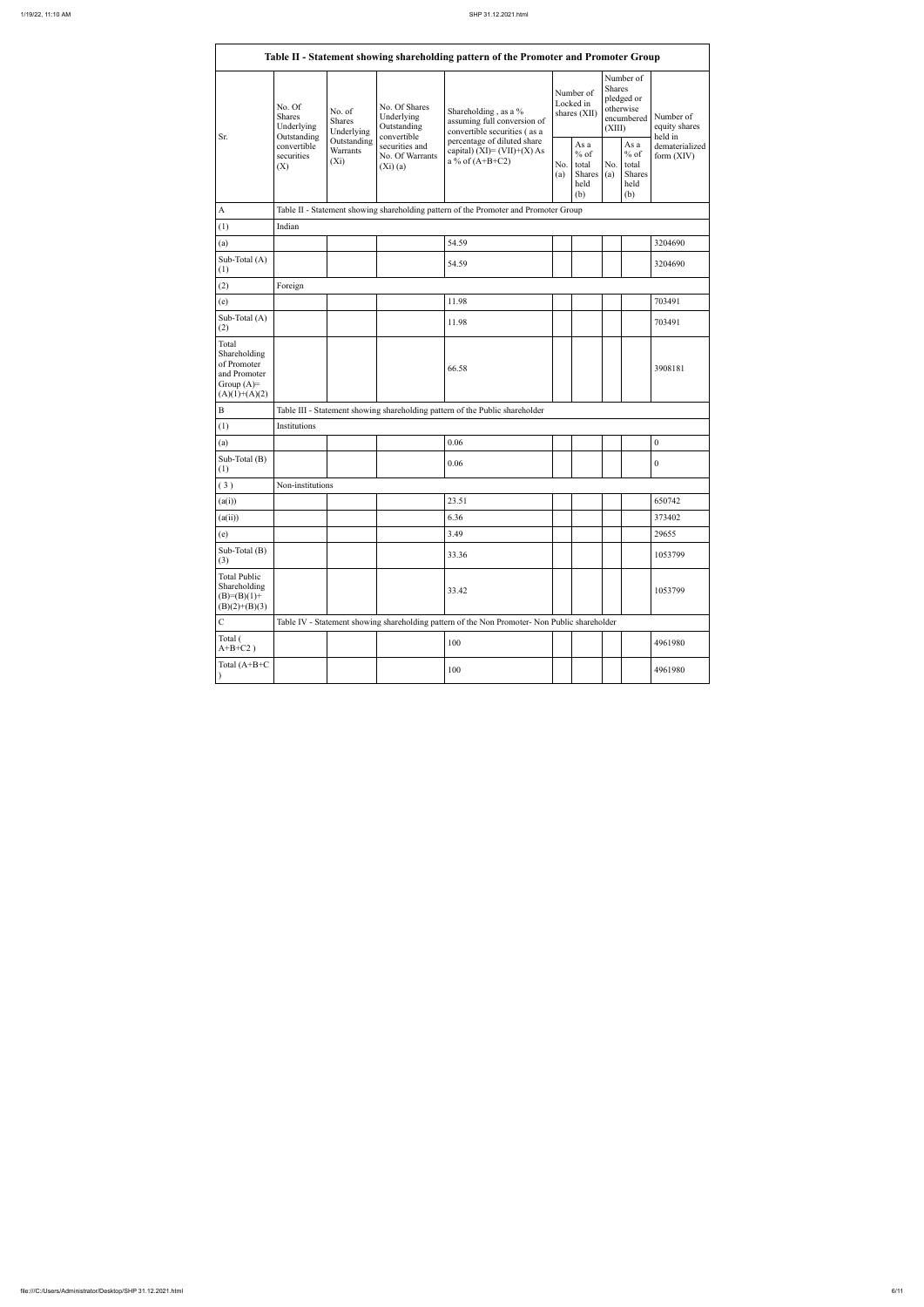| Table II - Statement showing shareholding pattern of the Promoter and Promoter Group | | | | | | | | | |
|---|---|---|---|---|---|---|---|---|---|
| Sr. | No. Of Shares Underlying Outstanding convertible securities (X) | No. of Shares Underlying Outstanding Warrants (Xi) | No. Of Shares Underlying Outstanding convertible securities and No. Of Warrants (Xi) (a) | Shareholding , as a % assuming full conversion of convertible securities ( as a percentage of diluted share capital) (XI)= (VII)+(X) As a % of (A+B+C2) | Number of Locked in shares (XII) | | Number of Shares pledged or otherwise encumbered (XIII) | | Number of equity shares held in dematerialized form (XIV) |
| | | | | | No. (a) | As a % of total Shares held (b) | No. (a) | As a % of total Shares held (b) | |
| A | Table II - Statement showing shareholding pattern of the Promoter and Promoter Group | | | | | | | | |
| (1) | Indian | | | | | | | | |
| (a) | | | | 54.59 | | | | | 3204690 |
| Sub-Total (A) (1) | | | | 54.59 | | | | | 3204690 |
| (2) | Foreign | | | | | | | | |
| (e) | | | | 11.98 | | | | | 703491 |
| Sub-Total (A) (2) | | | | 11.98 | | | | | 703491 |
| Total Shareholding of Promoter and Promoter Group (A)= (A)(1)+(A)(2) | | | | 66.58 | | | | | 3908181 |
| B | Table III - Statement showing shareholding pattern of the Public shareholder | | | | | | | | |
| (1) | Institutions | | | | | | | | |
| (a) | | | | 0.06 | | | | | 0 |
| Sub-Total (B) (1) | | | | 0.06 | | | | | 0 |
| (3) | Non-institutions | | | | | | | | |
| (a(i)) | | | | 23.51 | | | | | 650742 |
| (a(ii)) | | | | 6.36 | | | | | 373402 |
| (e) | | | | 3.49 | | | | | 29655 |
| Sub-Total (B) (3) | | | | 33.36 | | | | | 1053799 |
| Total Public Shareholding (B)=(B)(1)+(B)(2)+(B)(3) | | | | 33.42 | | | | | 1053799 |
| C | Table IV - Statement showing shareholding pattern of the Non Promoter- Non Public shareholder | | | | | | | | |
| Total ( A+B+C2 ) | | | | 100 | | | | | 4961980 |
| Total (A+B+C ) | | | | 100 | | | | | 4961980 |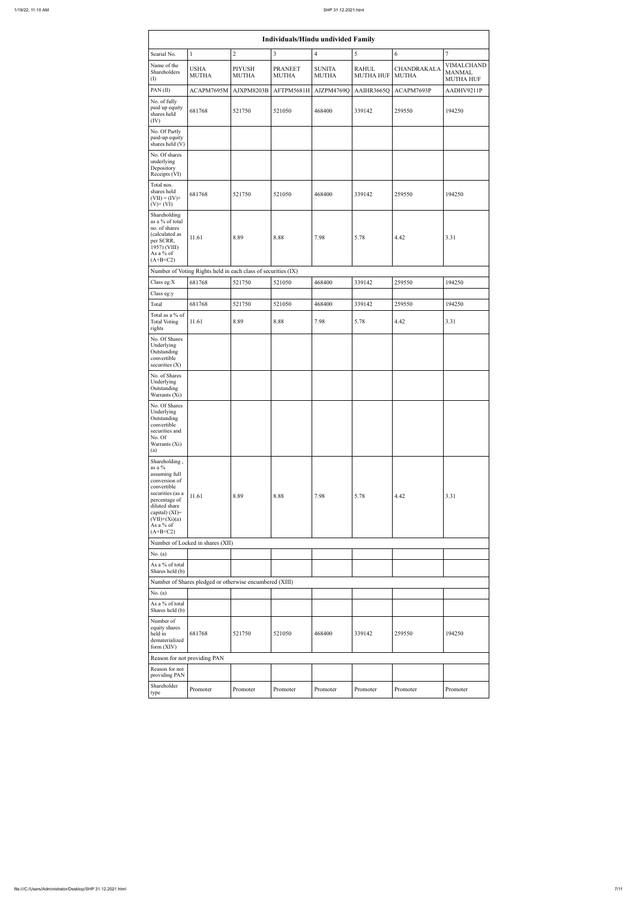| Individuals/Hindu undivided Family | | | | | | | |
|---|---|---|---|---|---|---|---|
| Searial No. | 1 | 2 | 3 | 4 | 5 | 6 | 7 |
| Name of the Shareholders (I) | USHA MUTHA | PIYUSH MUTHA | PRANEET MUTHA | SUNITA MUTHA | RAHUL MUTHA HUF | CHANDRAKALA MUTHA | VIMALCHAND MANMAL MUTHA HUF |
| PAN (II) | ACAPM7695M | AJXPM8203B | AFTPM5681H | AJZPM4769Q | AAIHR3665Q | ACAPM7693P | AADHV9211P |
| No. of fully paid up equity shares held (IV) | 681768 | 521750 | 521050 | 468400 | 339142 | 259550 | 194250 |
| No. Of Partly paid-up equity shares held (V) | | | | | | | |
| No. Of shares underlying Depository Receipts (VI) | | | | | | | |
| Total nos. shares held (VII) = (IV)+(V)+ (VI) | 681768 | 521750 | 521050 | 468400 | 339142 | 259550 | 194250 |
| Shareholding as a % of total no. of shares (calculated as per SCRR, 1957) (VIII) As a % of (A+B+C2) | 11.61 | 8.89 | 8.88 | 7.98 | 5.78 | 4.42 | 3.31 |
| Number of Voting Rights held in each class of securities (IX) | | | | | | | |
| Class eg:X | 681768 | 521750 | 521050 | 468400 | 339142 | 259550 | 194250 |
| Class eg:y | | | | | | | |
| Total | 681768 | 521750 | 521050 | 468400 | 339142 | 259550 | 194250 |
| Total as a % of Total Voting rights | 11.61 | 8.89 | 8.88 | 7.98 | 5.78 | 4.42 | 3.31 |
| No. Of Shares Underlying Outstanding convertible securities (X) | | | | | | | |
| No. of Shares Underlying Outstanding Warrants (Xi) | | | | | | | |
| No. Of Shares Underlying Outstanding convertible securities and No. Of Warrants (Xi) (a) | | | | | | | |
| Shareholding , as a % assuming full conversion of convertible securities (as a percentage of diluted share capital) (XI)= (VII)+(Xi)(a) As a % of (A+B+C2) | 11.61 | 8.89 | 8.88 | 7.98 | 5.78 | 4.42 | 3.31 |
| Number of Locked in shares (XII) | | | | | | | |
| No. (a) | | | | | | | |
| As a % of total Shares held (b) | | | | | | | |
| Number of Shares pledged or otherwise encumbered (XIII) | | | | | | | |
| No. (a) | | | | | | | |
| As a % of total Shares held (b) | | | | | | | |
| Number of equity shares held in dematerialized form (XIV) | 681768 | 521750 | 521050 | 468400 | 339142 | 259550 | 194250 |
| Reason for not providing PAN | | | | | | | |
| Reason for not providing PAN | | | | | | | |
| Shareholder type | Promoter | Promoter | Promoter | Promoter | Promoter | Promoter | Promoter |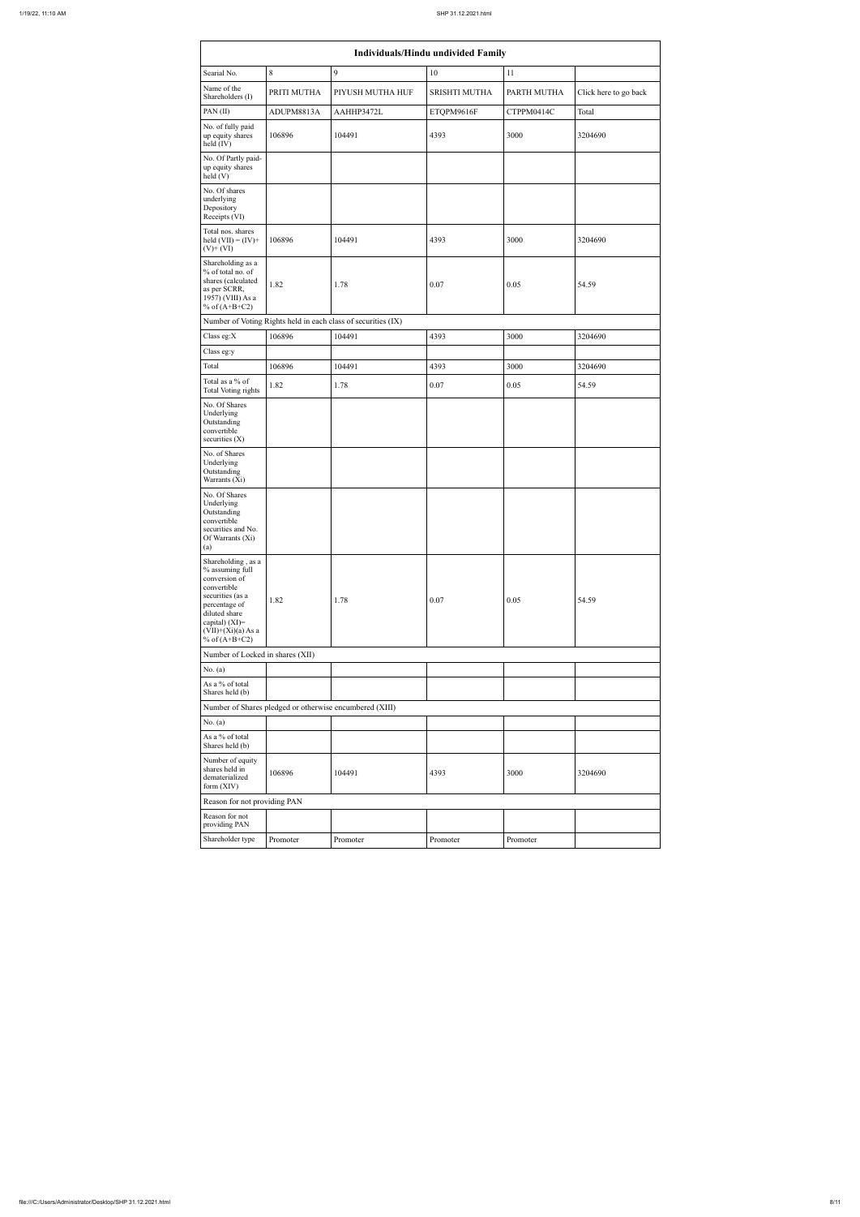| Individuals/Hindu undivided Family | | | | | |
|---|---|---|---|---|---|
| Searial No. | 8 | 9 | 10 | 11 | |
| Name of the Shareholders (I) | PRITI MUTHA | PIYUSH MUTHA HUF | SRISHTI MUTHA | PARTH MUTHA | Click here to go back |
| PAN (II) | ADUPM8813A | AAHHP3472L | ETQPM9616F | CTPPM0414C | Total |
| No. of fully paid up equity shares held (IV) | 106896 | 104491 | 4393 | 3000 | 3204690 |
| No. Of Partly paid-up equity shares held (V) | | | | | |
| No. Of shares underlying Depository Receipts (VI) | | | | | |
| Total nos. shares held (VII) = (IV)+(V)+ (VI) | 106896 | 104491 | 4393 | 3000 | 3204690 |
| Shareholding as a % of total no. of shares (calculated as per SCRR, 1957) (VIII) As a % of (A+B+C2) | 1.82 | 1.78 | 0.07 | 0.05 | 54.59 |
| Number of Voting Rights held in each class of securities (IX) | | | | | |
| Class eg:X | 106896 | 104491 | 4393 | 3000 | 3204690 |
| Class eg:y | | | | | |
| Total | 106896 | 104491 | 4393 | 3000 | 3204690 |
| Total as a % of Total Voting rights | 1.82 | 1.78 | 0.07 | 0.05 | 54.59 |
| No. Of Shares Underlying Outstanding convertible securities (X) | | | | | |
| No. of Shares Underlying Outstanding Warrants (Xi) | | | | | |
| No. Of Shares Underlying Outstanding convertible securities and No. Of Warrants (Xi) (a) | | | | | |
| Shareholding , as a % assuming full conversion of convertible securities (as a percentage of diluted share capital) (XI)= (VII)+(Xi)(a) As a % of (A+B+C2) | 1.82 | 1.78 | 0.07 | 0.05 | 54.59 |
| Number of Locked in shares (XII) | | | | | |
| No. (a) | | | | | |
| As a % of total Shares held (b) | | | | | |
| Number of Shares pledged or otherwise encumbered (XIII) | | | | | |
| No. (a) | | | | | |
| As a % of total Shares held (b) | | | | | |
| Number of equity shares held in dematerialized form (XIV) | 106896 | 104491 | 4393 | 3000 | 3204690 |
| Reason for not providing PAN | | | | | |
| Reason for not providing PAN | | | | | |
| Shareholder type | Promoter | Promoter | Promoter | Promoter | |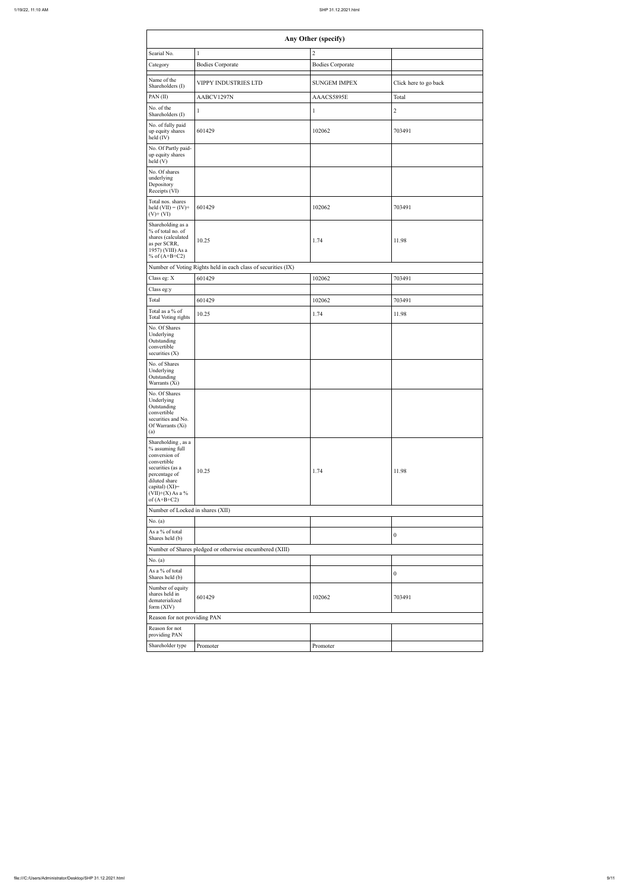| Any Other (specify) | | | |
|---|---|---|---|
| Searial No. | 1 | 2 | |
| Category | Bodies Corporate | Bodies Corporate | |
| Name of the Shareholders (I) | VIPPY INDUSTRIES LTD | SUNGEM IMPEX | Click here to go back |
| PAN (II) | AABCV1297N | AAACS5895E | Total |
| No. of the Shareholders (I) | 1 | 1 | 2 |
| No. of fully paid up equity shares held (IV) | 601429 | 102062 | 703491 |
| No. Of Partly paid-up equity shares held (V) | | | |
| No. Of shares underlying Depository Receipts (VI) | | | |
| Total nos. shares held (VII) = (IV)+ (V)+ (VI) | 601429 | 102062 | 703491 |
| Shareholding as a % of total no. of shares (calculated as per SCRR, 1957) (VIII) As a % of (A+B+C2) | 10.25 | 1.74 | 11.98 |
| Number of Voting Rights held in each class of securities (IX) | | | |
| Class eg: X | 601429 | 102062 | 703491 |
| Class eg:y | | | |
| Total | 601429 | 102062 | 703491 |
| Total as a % of Total Voting rights | 10.25 | 1.74 | 11.98 |
| No. Of Shares Underlying Outstanding convertible securities (X) | | | |
| No. of Shares Underlying Outstanding Warrants (Xi) | | | |
| No. Of Shares Underlying Outstanding convertible securities and No. Of Warrants (Xi) (a) | | | |
| Shareholding , as a % assuming full conversion of convertible securities (as a percentage of diluted share capital) (XI)= (VII)+(X) As a % of (A+B+C2) | 10.25 | 1.74 | 11.98 |
| Number of Locked in shares (XII) | | | |
| No. (a) | | | |
| As a % of total Shares held (b) | | | 0 |
| Number of Shares pledged or otherwise encumbered (XIII) | | | |
| No. (a) | | | |
| As a % of total Shares held (b) | | | 0 |
| Number of equity shares held in dematerialized form (XIV) | 601429 | 102062 | 703491 |
| Reason for not providing PAN | | | |
| Reason for not providing PAN | | | |
| Shareholder type | Promoter | Promoter | |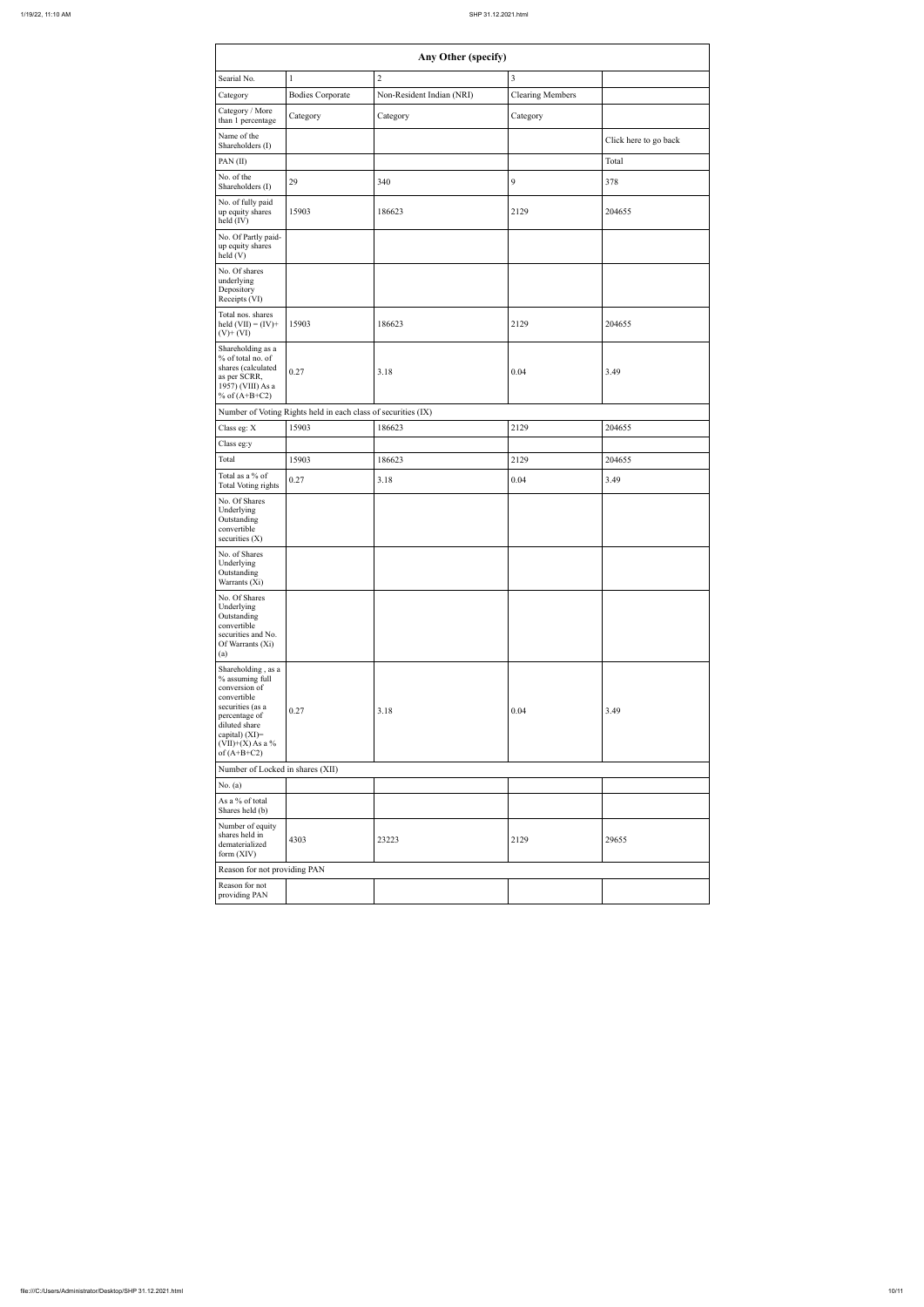| Any Other (specify) | | | | |
|---|---|---|---|---|
| Searial No. | 1 | 2 | 3 | |
| Category | Bodies Corporate | Non-Resident Indian (NRI) | Clearing Members | |
| Category / More than 1 percentage | Category | Category | Category | |
| Name of the Shareholders (I) | | | | Click here to go back |
| PAN (II) | | | | Total |
| No. of the Shareholders (I) | 29 | 340 | 9 | 378 |
| No. of fully paid up equity shares held (IV) | 15903 | 186623 | 2129 | 204655 |
| No. Of Partly paid-up equity shares held (V) | | | | |
| No. Of shares underlying Depository Receipts (VI) | | | | |
| Total nos. shares held (VII) = (IV)+ (V)+ (VI) | 15903 | 186623 | 2129 | 204655 |
| Shareholding as a % of total no. of shares (calculated as per SCRR, 1957) (VIII) As a % of (A+B+C2) | 0.27 | 3.18 | 0.04 | 3.49 |
| Number of Voting Rights held in each class of securities (IX) | | | | |
| Class eg: X | 15903 | 186623 | 2129 | 204655 |
| Class eg:y | | | | |
| Total | 15903 | 186623 | 2129 | 204655 |
| Total as a % of Total Voting rights | 0.27 | 3.18 | 0.04 | 3.49 |
| No. Of Shares Underlying Outstanding convertible securities (X) | | | | |
| No. of Shares Underlying Outstanding Warrants (Xi) | | | | |
| No. Of Shares Underlying Outstanding convertible securities and No. Of Warrants (Xi) (a) | | | | |
| Shareholding , as a % assuming full conversion of convertible securities (as a percentage of diluted share capital) (XI)= (VII)+(X) As a % of (A+B+C2) | 0.27 | 3.18 | 0.04 | 3.49 |
| Number of Locked in shares (XII) | | | | |
| No. (a) | | | | |
| As a % of total Shares held (b) | | | | |
| Number of equity shares held in dematerialized form (XIV) | 4303 | 23223 | 2129 | 29655 |
| Reason for not providing PAN | | | | |
| Reason for not providing PAN | | | | |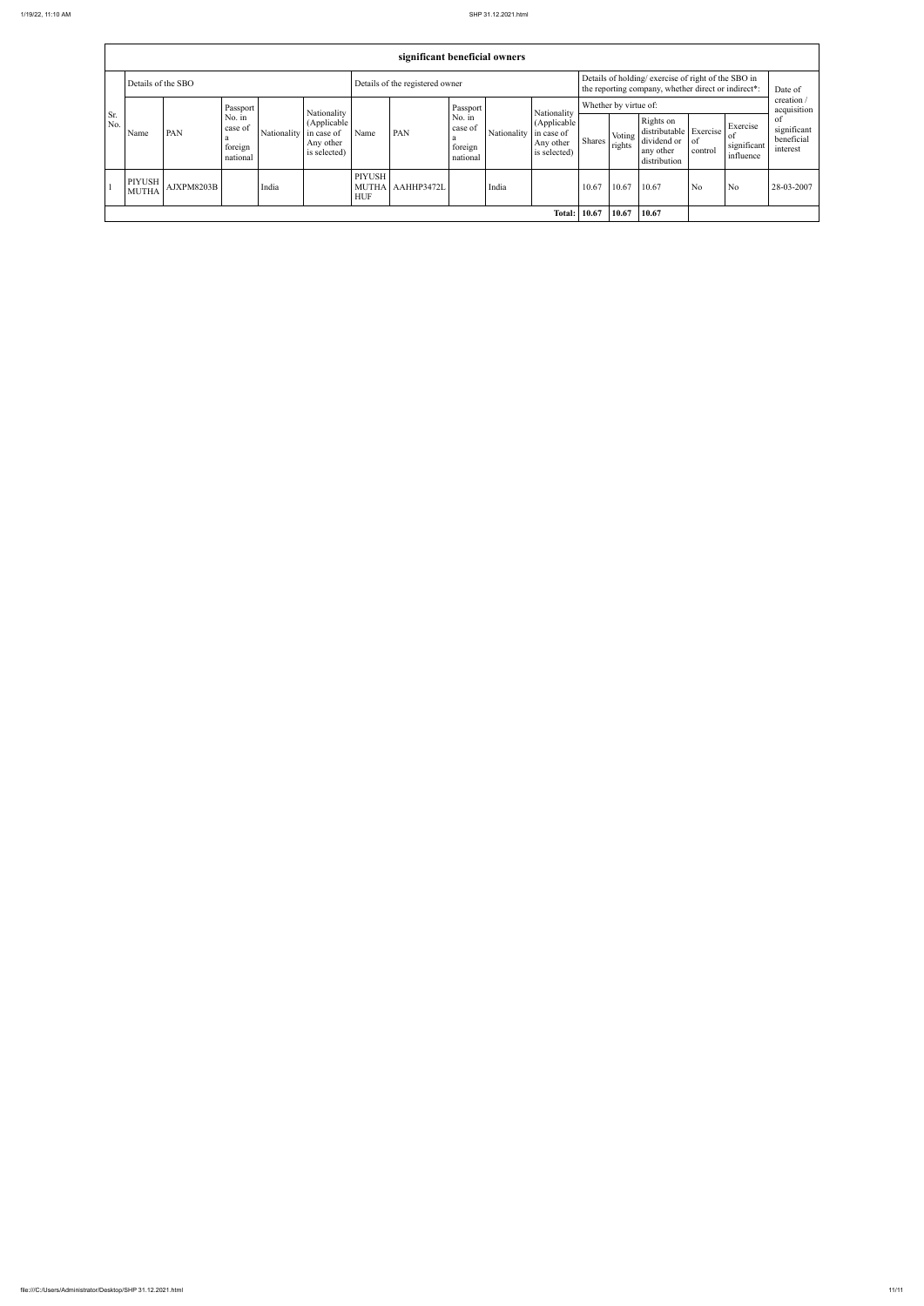| significant beneficial owners | | | | | | | | | | | | | | | | |
|---|---|---|---|---|---|---|---|---|---|---|---|---|---|---|---|---|
| Sr. No. | Details of the SBO | | | | | Details of the registered owner | | | | | Details of holding/ exercise of right of the SBO in the reporting company, whether direct or indirect*: | | | | | Date of creation / acquisition of significant beneficial interest |
| | Name | PAN | Passport No. in case of a foreign national | Nationality | Nationality (Applicable in case of Any other is selected) | Name | PAN | Passport No. in case of a foreign national | Nationality | Nationality (Applicable in case of Any other is selected) | Whether by virtue of: Shares | Voting rights | Rights on distributable dividend or any other distribution | Exercise of control | Exercise of significant influence | |
| 1 | PIYUSH MUTHA | AJXPM8203B | | India | | PIYUSH MUTHA HUF | AAHHP3472L | | India | | 10.67 | 10.67 | 10.67 | No | No | 28-03-2007 |
| | | | | | | | | | | Total: | 10.67 | 10.67 | 10.67 | | | |